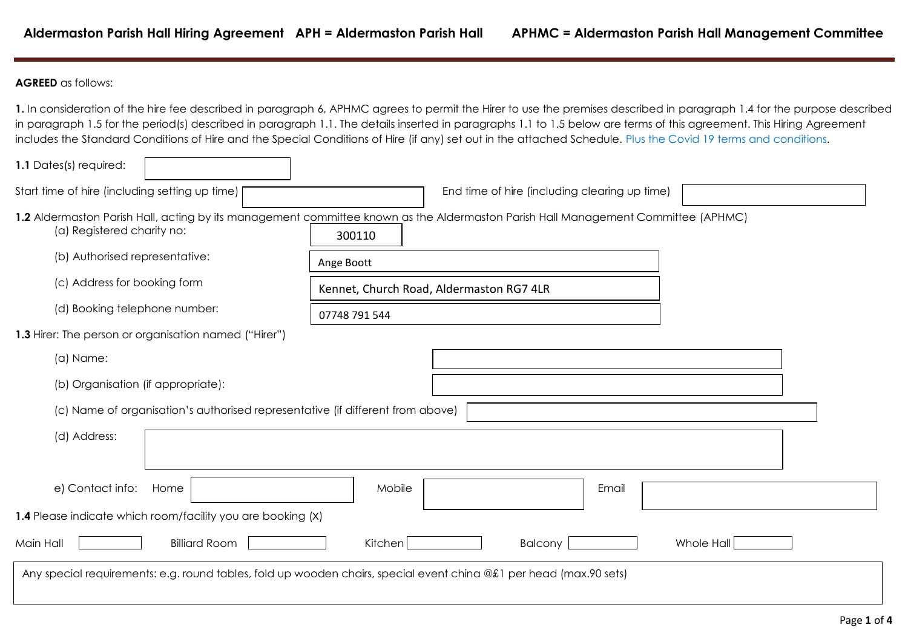# Aldermaston Parish Hall Hiring Agreement   APH = Aldermaston Parish Hall   APHMC = Aldermaston Parish Hall Management Committee

**AGREED** as follows:

**1.** In consideration of the hire fee described in paragraph 6, APHMC agrees to permit the Hirer to use the premises described in paragraph 1.4 for the purpose described in paragraph 1.5 for the period(s) described in paragraph 1.1. The details inserted in paragraphs 1.1 to 1.5 below are terms of this agreement. This Hiring Agreement includes the Standard Conditions of Hire and the Special Conditions of Hire (if any) set out in the attached Schedule. Plus the Covid 19 terms and conditions.

**1.1** Dates(s) required:

Start time of hire (including setting up time)    End time of hire (including clearing up time)

**1.2** Aldermaston Parish Hall, acting by its management committee known as the Aldermaston Parish Hall Management Committee (APHMC)

(a) Registered charity no: 300110

(b) Authorised representative: Ange Boott

(c) Address for booking form: Kennet, Church Road, Aldermaston RG7 4LR

(d) Booking telephone number: 07748 791 544

**1.3** Hirer: The person or organisation named ("Hirer")

(a) Name:

(b) Organisation (if appropriate):

(c) Name of organisation's authorised representative (if different from above)

(d) Address:

e) Contact info:   Home   Mobile   Email

**1.4** Please indicate which room/facility you are booking (X)

Main Hall   Billiard Room   Kitchen   Balcony   Whole Hall

Any special requirements: e.g. round tables, fold up wooden chairs, special event china @£1 per head (max.90 sets)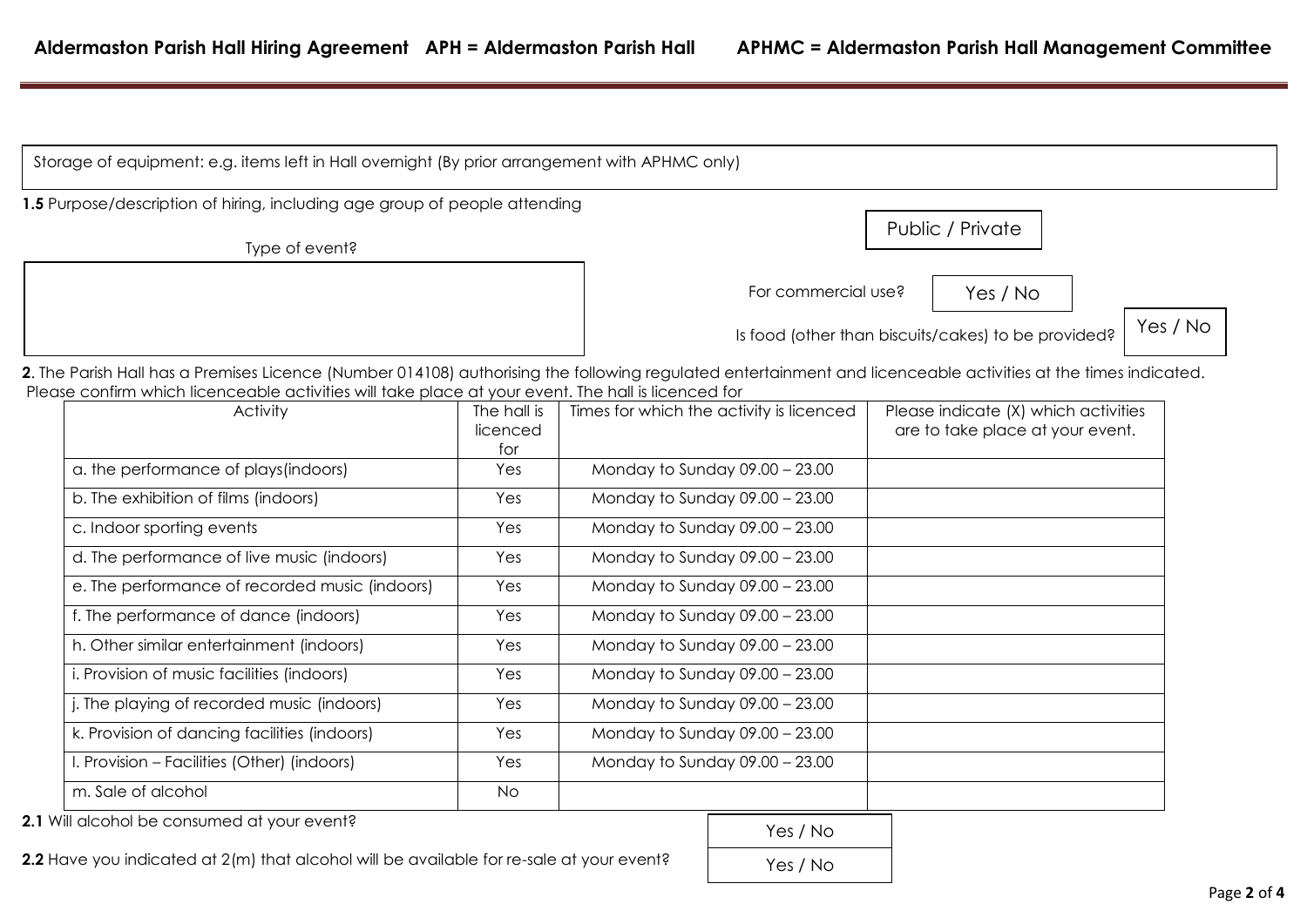Storage of equipment: e.g. items left in Hall overnight (By prior arrangement with APHMC only)

**1.5** Purpose/description of hiring, including age group of people attending

Public / Private

Type of event?

For commercial use? Yes / No

Is food (other than biscuits/cakes) to be provided? Yes / No

**2**. The Parish Hall has a Premises Licence (Number 014108) authorising the following regulated entertainment and licenceable activities at the times indicated. Please confirm which licenceable activities will take place at your event. The hall is licenced for

| Activity | The hall is licenced for | Times for which the activity is licenced | Please indicate (X) which activities are to take place at your event. |
|---|---|---|---|
| a. the performance of plays(indoors) | Yes | Monday to Sunday 09.00 – 23.00 | |
| b. The exhibition of films (indoors) | Yes | Monday to Sunday 09.00 – 23.00 | |
| c. Indoor sporting events | Yes | Monday to Sunday 09.00 – 23.00 | |
| d. The performance of live music (indoors) | Yes | Monday to Sunday 09.00 – 23.00 | |
| e. The performance of recorded music (indoors) | Yes | Monday to Sunday 09.00 – 23.00 | |
| f. The performance of dance (indoors) | Yes | Monday to Sunday 09.00 – 23.00 | |
| h. Other similar entertainment (indoors) | Yes | Monday to Sunday 09.00 – 23.00 | |
| i. Provision of music facilities (indoors) | Yes | Monday to Sunday 09.00 – 23.00 | |
| j. The playing of recorded music (indoors) | Yes | Monday to Sunday 09.00 – 23.00 | |
| k. Provision of dancing facilities (indoors) | Yes | Monday to Sunday 09.00 – 23.00 | |
| l. Provision – Facilities (Other) (indoors) | Yes | Monday to Sunday 09.00 – 23.00 | |
| m. Sale of alcohol | No | | |

**2.1** Will alcohol be consumed at your event? Yes / No

**2.2** Have you indicated at 2(m) that alcohol will be available for re-sale at your event? Yes / No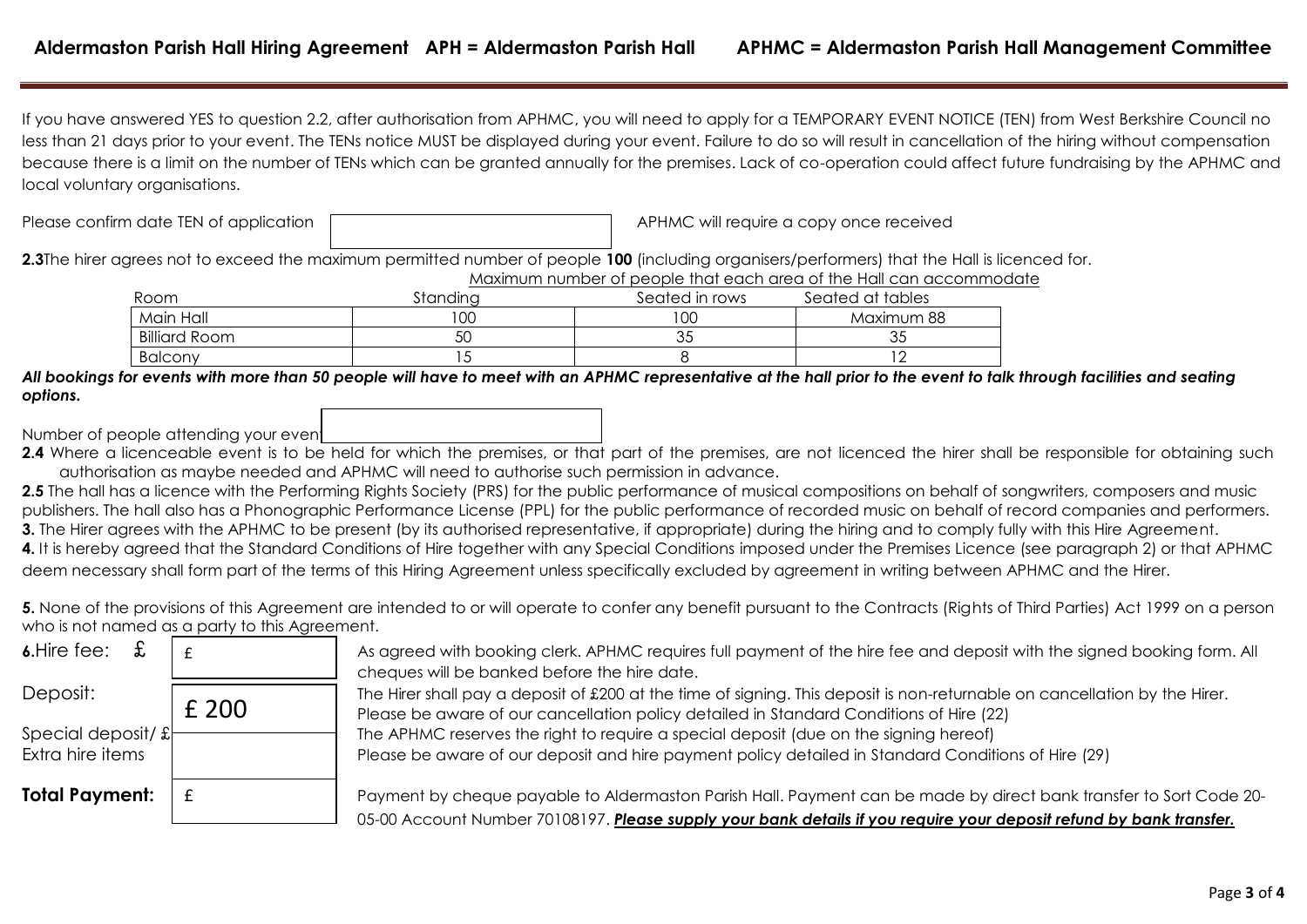**Aldermaston Parish Hall Hiring Agreement APH = Aldermaston Parish Hall APHMC = Aldermaston Parish Hall Management Committee**

If you have answered YES to question 2.2, after authorisation from APHMC, you will need to apply for a TEMPORARY EVENT NOTICE (TEN) from West Berkshire Council no less than 21 days prior to your event. The TENs notice MUST be displayed during your event. Failure to do so will result in cancellation of the hiring without compensation because there is a limit on the number of TENs which can be granted annually for the premises. Lack of co-operation could affect future fundraising by the APHMC and local voluntary organisations.

Please confirm date TEN of application [ ] APHMC will require a copy once received

**2.3**The hirer agrees not to exceed the maximum permitted number of people **100** (including organisers/performers) that the Hall is licenced for.

Maximum number of people that each area of the Hall can accommodate

| Room | Standing | Seated in rows | Seated at tables |
|---|---|---|---|
| Main Hall | 100 | 100 | Maximum 88 |
| Billiard Room | 50 | 35 | 35 |
| Balcony | 15 | 8 | 12 |

***All bookings for events with more than 50 people will have to meet with an APHMC representative at the hall prior to the event to talk through facilities and seating options.***

Number of people attending your event [ ]

**2.4** Where a licenceable event is to be held for which the premises, or that part of the premises, are not licenced the hirer shall be responsible for obtaining such authorisation as maybe needed and APHMC will need to authorise such permission in advance.

**2.5** The hall has a licence with the Performing Rights Society (PRS) for the public performance of musical compositions on behalf of songwriters, composers and music publishers. The hall also has a Phonographic Performance License (PPL) for the public performance of recorded music on behalf of record companies and performers.

**3.** The Hirer agrees with the APHMC to be present (by its authorised representative, if appropriate) during the hiring and to comply fully with this Hire Agreement.

**4.** It is hereby agreed that the Standard Conditions of Hire together with any Special Conditions imposed under the Premises Licence (see paragraph 2) or that APHMC deem necessary shall form part of the terms of this Hiring Agreement unless specifically excluded by agreement in writing between APHMC and the Hirer.

**5.** None of the provisions of this Agreement are intended to or will operate to confer any benefit pursuant to the Contracts (Rights of Third Parties) Act 1999 on a person who is not named as a party to this Agreement.

| | | |
|---|---|---|
| **6.**Hire fee: £ | £ | As agreed with booking clerk. APHMC requires full payment of the hire fee and deposit with the signed booking form. All cheques will be banked before the hire date. |
| Deposit: | £ 200 | The Hirer shall pay a deposit of £200 at the time of signing. This deposit is non-returnable on cancellation by the Hirer. Please be aware of our cancellation policy detailed in Standard Conditions of Hire (22) |
| Special deposit/ £ Extra hire items | | The APHMC reserves the right to require a special deposit (due on the signing hereof) Please be aware of our deposit and hire payment policy detailed in Standard Conditions of Hire (29) |
| **Total Payment:** | £ | Payment by cheque payable to Aldermaston Parish Hall. Payment can be made by direct bank transfer to Sort Code 20-05-00 Account Number 70108197. ***Please supply your bank details if you require your deposit refund by bank transfer.*** |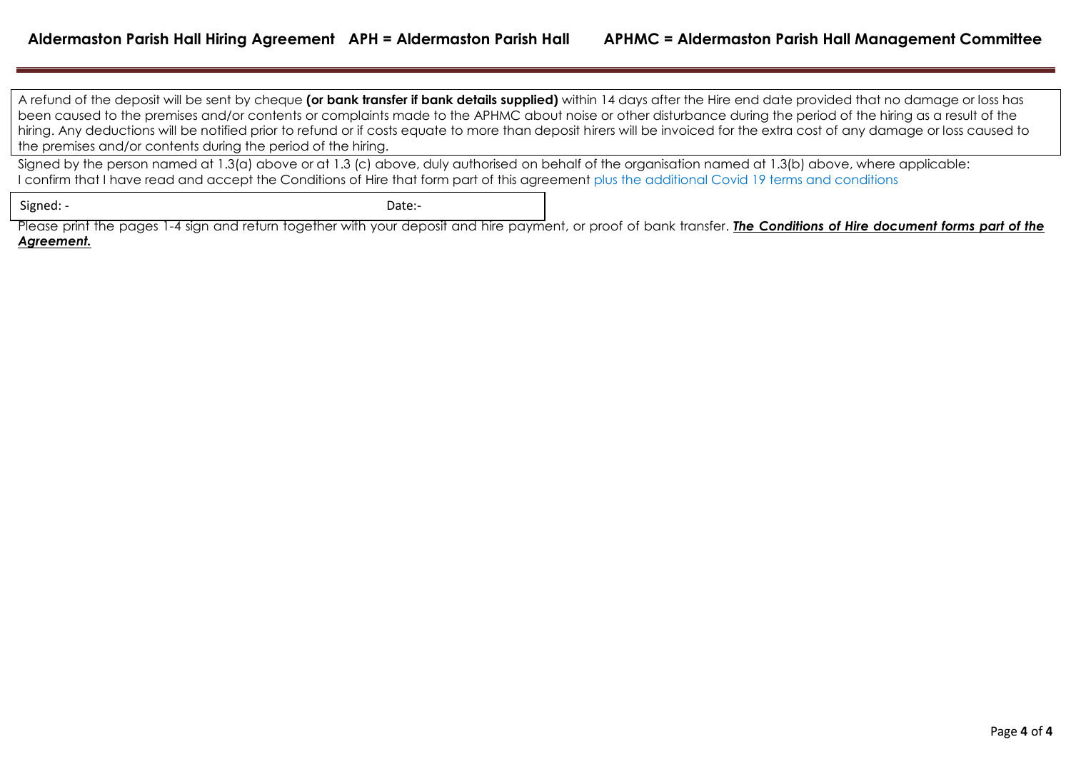A refund of the deposit will be sent by cheque **(or bank transfer if bank details supplied)** within 14 days after the Hire end date provided that no damage or loss has been caused to the premises and/or contents or complaints made to the APHMC about noise or other disturbance during the period of the hiring as a result of the hiring. Any deductions will be notified prior to refund or if costs equate to more than deposit hirers will be invoiced for the extra cost of any damage or loss caused to the premises and/or contents during the period of the hiring.

Signed by the person named at 1.3(a) above or at 1.3 (c) above, duly authorised on behalf of the organisation named at 1.3(b) above, where applicable:
I confirm that I have read and accept the Conditions of Hire that form part of this agreement plus the additional Covid 19 terms and conditions

| | |
|---|---|
| Signed: - | Date:- |

Please print the pages 1-4 sign and return together with your deposit and hire payment, or proof of bank transfer. ***The Conditions of Hire document forms part of the Agreement.***